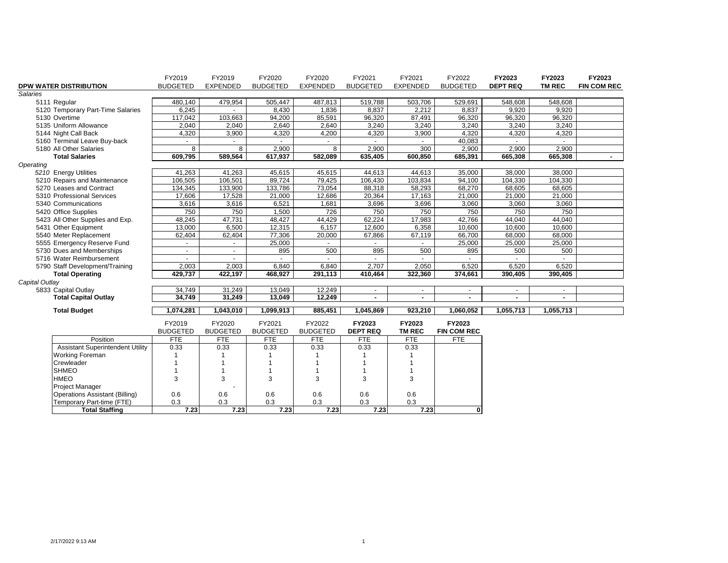| DPW WATER DISTRIBUTION | FY2019 BUDGETED | FY2019 EXPENDED | FY2020 BUDGETED | FY2020 EXPENDED | FY2021 BUDGETED | FY2021 EXPENDED | FY2022 BUDGETED | **FY2023 DEPT REQ** | **FY2023 TM REC** | **FY2023 FIN COM REC** |
|---|---|---|---|---|---|---|---|---|---|---|
| *Salaries* | | | | | | | | | | |
| 5111 Regular | 480,140 | 479,954 | 505,447 | 487,813 | 519,788 | 503,706 | 529,691 | 548,608 | 548,608 | |
| 5120 Temporary Part-Time Salaries | 6,245 | - | 8,430 | 1,836 | 8,837 | 2,212 | 8,837 | 9,920 | 9,920 | |
| 5130 Overtime | 117,042 | 103,663 | 94,200 | 85,591 | 96,320 | 87,491 | 96,320 | 96,320 | 96,320 | |
| 5135 Uniform Allowance | 2,040 | 2,040 | 2,640 | 2,640 | 3,240 | 3,240 | 3,240 | 3,240 | 3,240 | |
| 5144 Night Call Back | 4,320 | 3,900 | 4,320 | 4,200 | 4,320 | 3,900 | 4,320 | 4,320 | 4,320 | |
| 5160 Terminal Leave Buy-back | - | - | - | - | - | - | 40,083 | - | - | |
| 5180 All Other Salaries | 8 | 8 | 2,900 | 8 | 2,900 | 300 | 2,900 | 2,900 | 2,900 | |
| **Total Salaries** | **609,795** | **589,564** | **617,937** | **582,089** | **635,405** | **600,850** | **685,391** | **665,308** | **665,308** | **-** |
| *Operating* | | | | | | | | | | |
| *5210* Energy Utilities | 41,263 | 41,263 | 45,615 | 45,615 | 44,613 | 44,613 | 35,000 | 38,000 | 38,000 | |
| 5210 Repairs and Maintenance | 106,505 | 106,501 | 89,724 | 79,425 | 106,430 | 103,834 | 94,100 | 104,330 | 104,330 | |
| 5270 Leases and Contract | 134,345 | 133,900 | 133,786 | 73,054 | 88,318 | 58,293 | 68,270 | 68,605 | 68,605 | |
| 5310 Professional Services | 17,606 | 17,528 | 21,000 | 12,686 | 20,364 | 17,163 | 21,000 | 21,000 | 21,000 | |
| 5340 Communications | 3,616 | 3,616 | 6,521 | 1,681 | 3,696 | 3,696 | 3,060 | 3,060 | 3,060 | |
| 5420 Office Supplies | 750 | 750 | 1,500 | 726 | 750 | 750 | 750 | 750 | 750 | |
| 5423 All Other Supplies and Exp. | 48,245 | 47,731 | 48,427 | 44,429 | 62,224 | 17,983 | 42,766 | 44,040 | 44,040 | |
| 5431 Other Equipment | 13,000 | 6,500 | 12,315 | 6,157 | 12,600 | 6,358 | 10,600 | 10,600 | 10,600 | |
| 5540 Meter Replacement | 62,404 | 62,404 | 77,306 | 20,000 | 67,866 | 67,119 | 66,700 | 68,000 | 68,000 | |
| 5555 Emergency Reserve Fund | - | - | 25,000 | - | - | - | 25,000 | 25,000 | 25,000 | |
| 5730 Dues and Memberships | - | - | 895 | 500 | 895 | 500 | 895 | 500 | 500 | |
| 5716 Water Reimbursement | - | - | - | - | - | - | - | - | - | |
| 5790 Staff Development/Training | 2,003 | 2,003 | 6,840 | 6,840 | 2,707 | 2,050 | 6,520 | 6,520 | 6,520 | |
| **Total Operating** | **429,737** | **422,197** | **468,927** | **291,113** | **410,464** | **322,360** | **374,661** | **390,405** | **390,405** | |
| *Capital Outlay* | | | | | | | | | | |
| 5833 Capital Outlay | 34,749 | 31,249 | 13,049 | 12,249 | - | - | - | - | - | |
| **Total Capital Outlay** | **34,749** | **31,249** | **13,049** | **12,249** | **-** | **-** | **-** | **-** | **-** | |
| **Total Budget** | **1,074,281** | **1,043,010** | **1,099,913** | **885,451** | **1,045,869** | **923,210** | **1,060,052** | **1,055,713** | **1,055,713** | |

| Position | FY2019 BUDGETED FTE | FY2020 BUDGETED FTE | FY2021 BUDGETED FTE | FY2022 BUDGETED FTE | **FY2023 DEPT REQ** FTE | **FY2023 TM REC** FTE | **FY2023 FIN COM REC** FTE |
|---|---|---|---|---|---|---|---|
| Assistant Superintendent Utility | 0.33 | 0.33 | 0.33 | 0.33 | 0.33 | 0.33 | |
| Working Foreman | 1 | 1 | 1 | 1 | 1 | 1 | |
| Crewleader | 1 | 1 | 1 | 1 | 1 | 1 | |
| SHMEO | 1 | 1 | 1 | 1 | 1 | 1 | |
| HMEO | 3 | 3 | 3 | 3 | 3 | 3 | |
| Project Manager | | - | | | | | |
| Operations Assistant (Billing) | 0.6 | 0.6 | 0.6 | 0.6 | 0.6 | 0.6 | |
| Temporary Part-time (FTE) | 0.3 | 0.3 | 0.3 | 0.3 | 0.3 | 0.3 | |
| **Total Staffing** | **7.23** | **7.23** | **7.23** | **7.23** | **7.23** | **7.23** | **0** |

2/17/2022 9:13 AM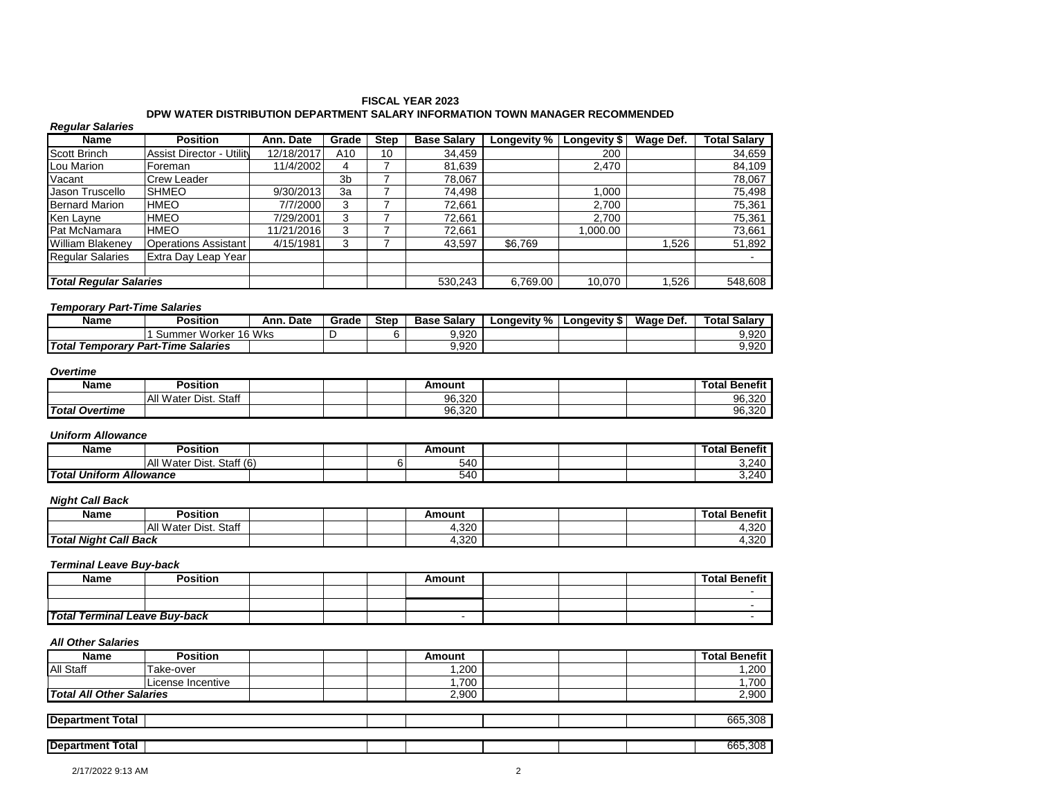**FISCAL YEAR 2023**

**DPW WATER DISTRIBUTION DEPARTMENT SALARY INFORMATION TOWN MANAGER RECOMMENDED**

***Regular Salaries***

| Name | Position | Ann. Date | Grade | Step | Base Salary | Longevity % | Longevity $ | Wage Def. | Total Salary |
|---|---|---|---|---|---|---|---|---|---|
| Scott Brinch | Assist Director - Utility | 12/18/2017 | A10 | 10 | 34,459 | | 200 | | 34,659 |
| Lou Marion | Foreman | 11/4/2002 | 4 | 7 | 81,639 | | 2,470 | | 84,109 |
| Vacant | Crew Leader | | 3b | 7 | 78,067 | | | | 78,067 |
| Jason Truscello | SHMEO | 9/30/2013 | 3a | 7 | 74,498 | | 1,000 | | 75,498 |
| Bernard Marion | HMEO | 7/7/2000 | 3 | 7 | 72,661 | | 2,700 | | 75,361 |
| Ken Layne | HMEO | 7/29/2001 | 3 | 7 | 72,661 | | 2,700 | | 75,361 |
| Pat McNamara | HMEO | 11/21/2016 | 3 | 7 | 72,661 | | 1,000.00 | | 73,661 |
| William Blakeney | Operations Assistant | 4/15/1981 | 3 | 7 | 43,597 | $6,769 | | 1,526 | 51,892 |
| Regular Salaries | Extra Day Leap Year | | | | | | | | - |
| | | | | | | | | | |
| ***Total Regular Salaries*** | | | | | 530,243 | 6,769.00 | 10,070 | 1,526 | 548,608 |

***Temporary Part-Time Salaries***

| Name | Position | Ann. Date | Grade | Step | Base Salary | Longevity % | Longevity $ | Wage Def. | Total Salary |
|---|---|---|---|---|---|---|---|---|---|
| | 1 Summer Worker 16 Wks | | D | 6 | 9,920 | | | | 9,920 |
| ***Total Temporary Part-Time Salaries*** | | | | | 9,920 | | | | 9,920 |

***Overtime***

| Name | Position | | | | Amount | | | | Total Benefit |
|---|---|---|---|---|---|---|---|---|---|
| | All Water Dist. Staff | | | | 96,320 | | | | 96,320 |
| ***Total Overtime*** | | | | | 96,320 | | | | 96,320 |

***Uniform Allowance***

| Name | Position | | | | Amount | | | | Total Benefit |
|---|---|---|---|---|---|---|---|---|---|
| | All Water Dist. Staff (6) | | | 6 | 540 | | | | 3,240 |
| ***Total Uniform Allowance*** | | | | | 540 | | | | 3,240 |

***Night Call Back***

| Name | Position | | | | Amount | | | | Total Benefit |
|---|---|---|---|---|---|---|---|---|---|
| | All Water Dist. Staff | | | | 4,320 | | | | 4,320 |
| ***Total Night Call Back*** | | | | | 4,320 | | | | 4,320 |

***Terminal Leave Buy-back***

| Name | Position | | | | Amount | | | | Total Benefit |
|---|---|---|---|---|---|---|---|---|---|
| | | | | | | | | | - |
| | | | | | | | | | - |
| ***Total Terminal Leave Buy-back*** | | | | | - | | | | - |

***All Other Salaries***

| Name | Position | | | | Amount | | | | Total Benefit |
|---|---|---|---|---|---|---|---|---|---|
| All Staff | Take-over | | | | 1,200 | | | | 1,200 |
| | License Incentive | | | | 1,700 | | | | 1,700 |
| ***Total All Other Salaries*** | | | | | 2,900 | | | | 2,900 |

| | | | | | | | | |
|---|---|---|---|---|---|---|---|---|
| **Department Total** | | | | | | | | 665,308 |

| | | | | | | | | |
|---|---|---|---|---|---|---|---|---|
| **Department Total** | | | | | | | | 665,308 |

2/17/2022 9:13 AM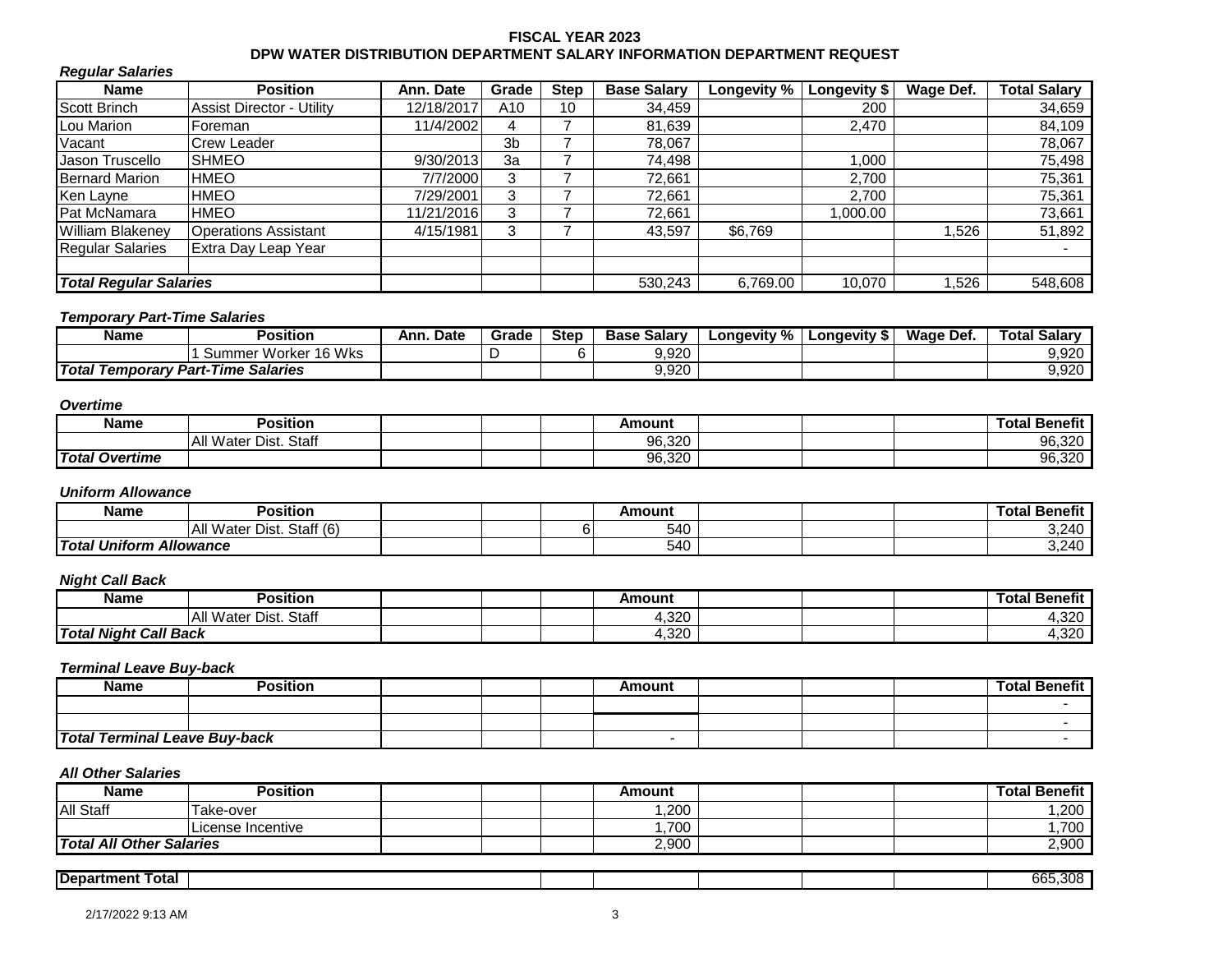**FISCAL YEAR 2023**
**DPW WATER DISTRIBUTION DEPARTMENT SALARY INFORMATION DEPARTMENT REQUEST**

***Regular Salaries***

| Name | Position | Ann. Date | Grade | Step | Base Salary | Longevity % | Longevity $ | Wage Def. | Total Salary |
|---|---|---|---|---|---|---|---|---|---|
| Scott Brinch | Assist Director - Utility | 12/18/2017 | A10 | 10 | 34,459 | | 200 | | 34,659 |
| Lou Marion | Foreman | 11/4/2002 | 4 | 7 | 81,639 | | 2,470 | | 84,109 |
| Vacant | Crew Leader | | 3b | 7 | 78,067 | | | | 78,067 |
| Jason Truscello | SHMEO | 9/30/2013 | 3a | 7 | 74,498 | | 1,000 | | 75,498 |
| Bernard Marion | HMEO | 7/7/2000 | 3 | 7 | 72,661 | | 2,700 | | 75,361 |
| Ken Layne | HMEO | 7/29/2001 | 3 | 7 | 72,661 | | 2,700 | | 75,361 |
| Pat McNamara | HMEO | 11/21/2016 | 3 | 7 | 72,661 | | 1,000.00 | | 73,661 |
| William Blakeney | Operations Assistant | 4/15/1981 | 3 | 7 | 43,597 | $6,769 | | 1,526 | 51,892 |
| Regular Salaries | Extra Day Leap Year | | | | | | | | - |
| | | | | | | | | | |
| ***Total Regular Salaries*** | | | | | 530,243 | 6,769.00 | 10,070 | 1,526 | 548,608 |

***Temporary Part-Time Salaries***

| Name | Position | Ann. Date | Grade | Step | Base Salary | Longevity % | Longevity $ | Wage Def. | Total Salary |
|---|---|---|---|---|---|---|---|---|---|
| | 1 Summer Worker 16 Wks | | D | 6 | 9,920 | | | | 9,920 |
| ***Total Temporary Part-Time Salaries*** | | | | | 9,920 | | | | 9,920 |

***Overtime***

| Name | Position | | | | Amount | | | | Total Benefit |
|---|---|---|---|---|---|---|---|---|---|
| | All Water Dist. Staff | | | | 96,320 | | | | 96,320 |
| ***Total Overtime*** | | | | | 96,320 | | | | 96,320 |

***Uniform Allowance***

| Name | Position | | | | Amount | | | | Total Benefit |
|---|---|---|---|---|---|---|---|---|---|
| | All Water Dist. Staff (6) | | | 6 | 540 | | | | 3,240 |
| ***Total Uniform Allowance*** | | | | | 540 | | | | 3,240 |

***Night Call Back***

| Name | Position | | | | Amount | | | | Total Benefit |
|---|---|---|---|---|---|---|---|---|---|
| | All Water Dist. Staff | | | | 4,320 | | | | 4,320 |
| ***Total Night Call Back*** | | | | | 4,320 | | | | 4,320 |

***Terminal Leave Buy-back***

| Name | Position | | | | Amount | | | | Total Benefit |
|---|---|---|---|---|---|---|---|---|---|
| | | | | | | | | | - |
| | | | | | | | | | - |
| ***Total Terminal Leave Buy-back*** | | | | | - | | | | - |

***All Other Salaries***

| Name | Position | | | | Amount | | | | Total Benefit |
|---|---|---|---|---|---|---|---|---|---|
| All Staff | Take-over | | | | 1,200 | | | | 1,200 |
| | License Incentive | | | | 1,700 | | | | 1,700 |
| ***Total All Other Salaries*** | | | | | 2,900 | | | | 2,900 |

| | | | | | | | | |
|---|---|---|---|---|---|---|---|---|
| **Department Total** | | | | | | | | 665,308 |

2/17/2022 9:13 AM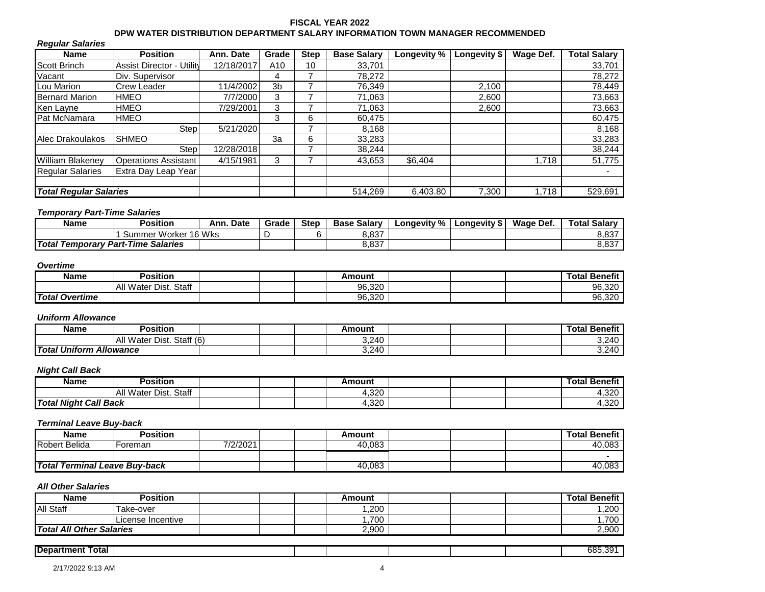**FISCAL YEAR 2022**

**DPW WATER DISTRIBUTION DEPARTMENT SALARY INFORMATION TOWN MANAGER RECOMMENDED**

***Regular Salaries***

| Name | Position | Ann. Date | Grade | Step | Base Salary | Longevity % | Longevity $ | Wage Def. | Total Salary |
|---|---|---|---|---|---|---|---|---|---|
| Scott Brinch | Assist Director - Utility | 12/18/2017 | A10 | 10 | 33,701 | | | | 33,701 |
| Vacant | Div. Supervisor | | 4 | 7 | 78,272 | | | | 78,272 |
| Lou Marion | Crew Leader | 11/4/2002 | 3b | 7 | 76,349 | | 2,100 | | 78,449 |
| Bernard Marion | HMEO | 7/7/2000 | 3 | 7 | 71,063 | | 2,600 | | 73,663 |
| Ken Layne | HMEO | 7/29/2001 | 3 | 7 | 71,063 | | 2,600 | | 73,663 |
| Pat McNamara | HMEO | | 3 | 6 | 60,475 | | | | 60,475 |
| | Step | 5/21/2020 | | 7 | 8,168 | | | | 8,168 |
| Alec Drakoulakos | SHMEO | | 3a | 6 | 33,283 | | | | 33,283 |
| | Step | 12/28/2018 | | 7 | 38,244 | | | | 38,244 |
| William Blakeney | Operations Assistant | 4/15/1981 | 3 | 7 | 43,653 | $6,404 | | 1,718 | 51,775 |
| Regular Salaries | Extra Day Leap Year | | | | | | | | - |
| | | | | | | | | | |
| ***Total Regular Salaries*** | | | | | 514,269 | 6,403.80 | 7,300 | 1,718 | 529,691 |

***Temporary Part-Time Salaries***

| Name | Position | Ann. Date | Grade | Step | Base Salary | Longevity % | Longevity $ | Wage Def. | Total Salary |
|---|---|---|---|---|---|---|---|---|---|
| | 1 Summer Worker 16 Wks | | D | 6 | 8,837 | | | | 8,837 |
| ***Total Temporary Part-Time Salaries*** | | | | | 8,837 | | | | 8,837 |

***Overtime***

| Name | Position | | | | Amount | | | | Total Benefit |
|---|---|---|---|---|---|---|---|---|---|
| | All Water Dist. Staff | | | | 96,320 | | | | 96,320 |
| ***Total Overtime*** | | | | | 96,320 | | | | 96,320 |

***Uniform Allowance***

| Name | Position | | | | Amount | | | | Total Benefit |
|---|---|---|---|---|---|---|---|---|---|
| | All Water Dist. Staff (6) | | | | 3,240 | | | | 3,240 |
| ***Total Uniform Allowance*** | | | | | 3,240 | | | | 3,240 |

***Night Call Back***

| Name | Position | | | | Amount | | | | Total Benefit |
|---|---|---|---|---|---|---|---|---|---|
| | All Water Dist. Staff | | | | 4,320 | | | | 4,320 |
| ***Total Night Call Back*** | | | | | 4,320 | | | | 4,320 |

***Terminal Leave Buy-back***

| Name | Position | | | | Amount | | | | Total Benefit |
|---|---|---|---|---|---|---|---|---|---|
| Robert Belida | Foreman | 7/2/2021 | | | 40,083 | | | | 40,083 |
| | | | | | | | | | - |
| ***Total Terminal Leave Buy-back*** | | | | | 40,083 | | | | 40,083 |

***All Other Salaries***

| Name | Position | | | | Amount | | | | Total Benefit |
|---|---|---|---|---|---|---|---|---|---|
| All Staff | Take-over | | | | 1,200 | | | | 1,200 |
| | License Incentive | | | | 1,700 | | | | 1,700 |
| ***Total All Other Salaries*** | | | | | 2,900 | | | | 2,900 |

| | | | | | | | | | |
|---|---|---|---|---|---|---|---|---|---|
| **Department Total** | | | | | | | | | 685,391 |

2/17/2022 9:13 AM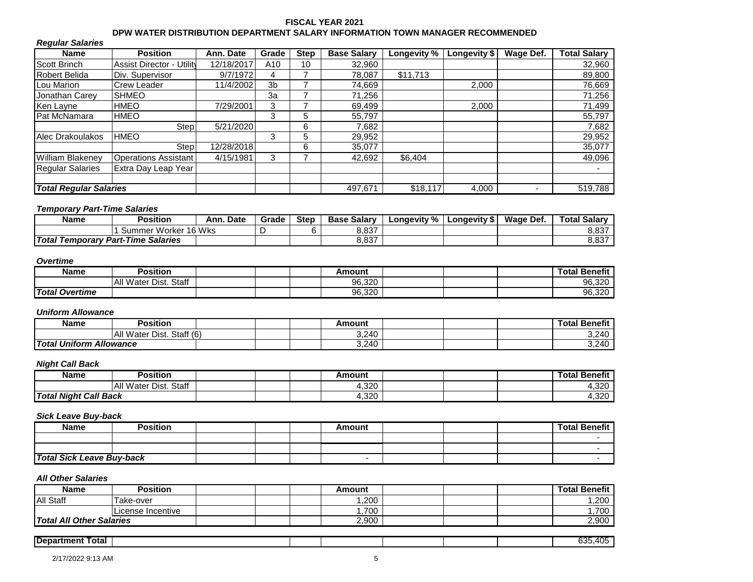**FISCAL YEAR 2021**

**DPW WATER DISTRIBUTION DEPARTMENT SALARY INFORMATION TOWN MANAGER RECOMMENDED**

***Regular Salaries***

| Name | Position | Ann. Date | Grade | Step | Base Salary | Longevity % | Longevity $ | Wage Def. | Total Salary |
|---|---|---|---|---|---|---|---|---|---|
| Scott Brinch | Assist Director - Utility | 12/18/2017 | A10 | 10 | 32,960 | | | | 32,960 |
| Robert Belida | Div. Supervisor | 9/7/1972 | 4 | 7 | 78,087 | $11,713 | | | 89,800 |
| Lou Marion | Crew Leader | 11/4/2002 | 3b | 7 | 74,669 | | 2,000 | | 76,669 |
| Jonathan Carey | SHMEO | | 3a | 7 | 71,256 | | | | 71,256 |
| Ken Layne | HMEO | 7/29/2001 | 3 | 7 | 69,499 | | 2,000 | | 71,499 |
| Pat McNamara | HMEO | | 3 | 5 | 55,797 | | | | 55,797 |
| | Step | 5/21/2020 | | 6 | 7,682 | | | | 7,682 |
| Alec Drakoulakos | HMEO | | 3 | 5 | 29,952 | | | | 29,952 |
| | Step | 12/28/2018 | | 6 | 35,077 | | | | 35,077 |
| William Blakeney | Operations Assistant | 4/15/1981 | 3 | 7 | 42,692 | $6,404 | | | 49,096 |
| Regular Salaries | Extra Day Leap Year | | | | | | | | - |
| | | | | | | | | | |
| ***Total Regular Salaries*** | | | | | 497,671 | $18,117 | 4,000 | - | 519,788 |

***Temporary Part-Time Salaries***

| Name | Position | Ann. Date | Grade | Step | Base Salary | Longevity % | Longevity $ | Wage Def. | Total Salary |
|---|---|---|---|---|---|---|---|---|---|
| | 1 Summer Worker 16 Wks | | D | 6 | 8,837 | | | | 8,837 |
| ***Total Temporary Part-Time Salaries*** | | | | | 8,837 | | | | 8,837 |

***Overtime***

| Name | Position | | | | Amount | | | | Total Benefit |
|---|---|---|---|---|---|---|---|---|---|
| | All Water Dist. Staff | | | | 96,320 | | | | 96,320 |
| ***Total Overtime*** | | | | | 96,320 | | | | 96,320 |

***Uniform Allowance***

| Name | Position | | | | Amount | | | | Total Benefit |
|---|---|---|---|---|---|---|---|---|---|
| | All Water Dist. Staff (6) | | | | 3,240 | | | | 3,240 |
| ***Total Uniform Allowance*** | | | | | 3,240 | | | | 3,240 |

***Night Call Back***

| Name | Position | | | | Amount | | | | Total Benefit |
|---|---|---|---|---|---|---|---|---|---|
| | All Water Dist. Staff | | | | 4,320 | | | | 4,320 |
| ***Total Night Call Back*** | | | | | 4,320 | | | | 4,320 |

***Sick Leave Buy-back***

| Name | Position | | | | Amount | | | | Total Benefit |
|---|---|---|---|---|---|---|---|---|---|
| | | | | | | | | | - |
| | | | | | | | | | - |
| ***Total Sick Leave Buy-back*** | | | | | - | | | | - |

***All Other Salaries***

| Name | Position | | | | Amount | | | | Total Benefit |
|---|---|---|---|---|---|---|---|---|---|
| All Staff | Take-over | | | | 1,200 | | | | 1,200 |
| | License Incentive | | | | 1,700 | | | | 1,700 |
| ***Total All Other Salaries*** | | | | | 2,900 | | | | 2,900 |

| | | | | | | | | | |
|---|---|---|---|---|---|---|---|---|---|
| **Department Total** | | | | | | | | | 635,405 |

2/17/2022 9:13 AM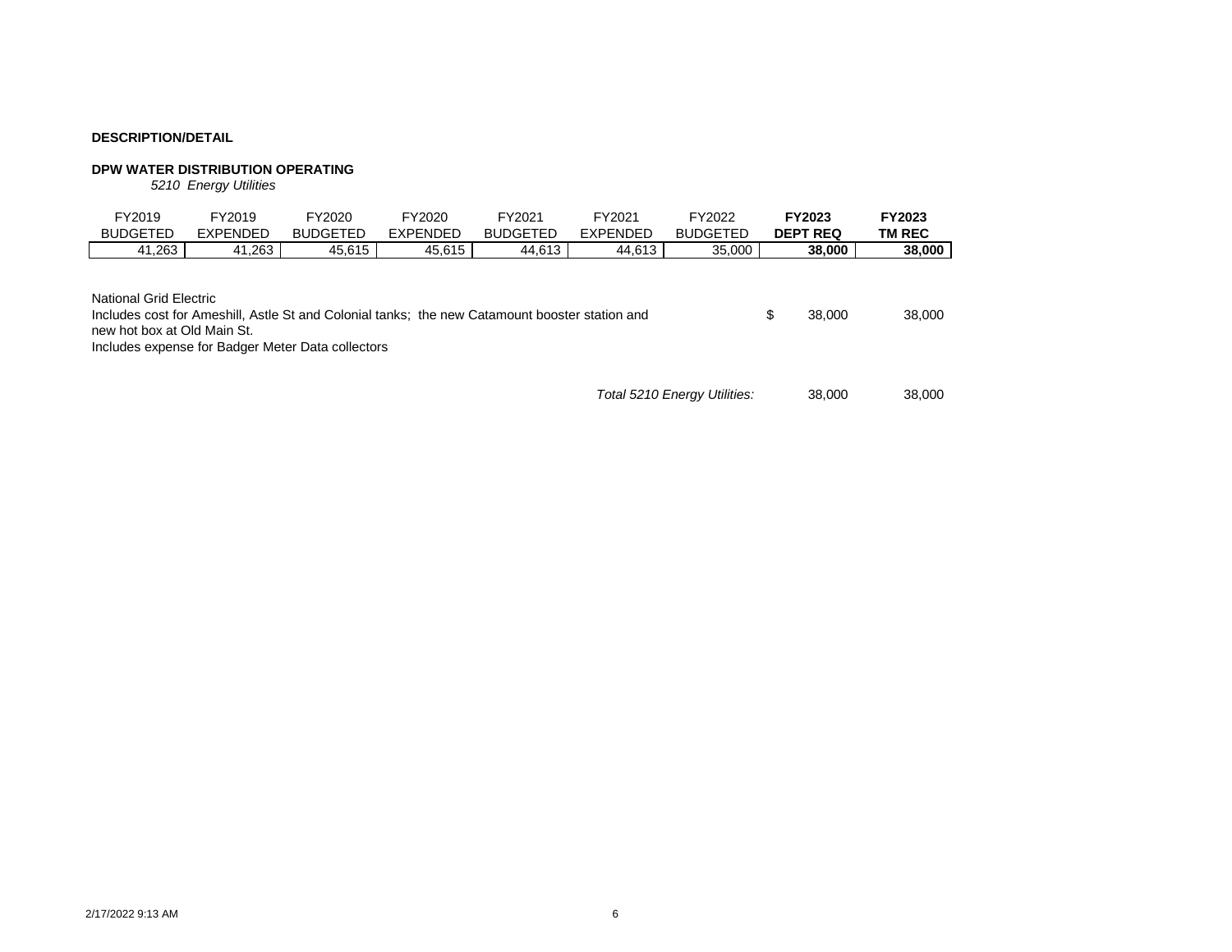**DESCRIPTION/DETAIL**

**DPW WATER DISTRIBUTION OPERATING**

*5210 Energy Utilities*

| FY2019 BUDGETED | FY2019 EXPENDED | FY2020 BUDGETED | FY2020 EXPENDED | FY2021 BUDGETED | FY2021 EXPENDED | FY2022 BUDGETED | **FY2023 DEPT REQ** | **FY2023 TM REC** |
|---|---|---|---|---|---|---|---|---|
| 41,263 | 41,263 | 45,615 | 45,615 | 44,613 | 44,613 | 35,000 | **38,000** | **38,000** |

| | | |
|---|---|---|
| National Grid Electric<br>Includes cost for Ameshill, Astle St and Colonial tanks; the new Catamount booster station and new hot box at Old Main St.<br>Includes expense for Badger Meter Data collectors | $ 38,000 | 38,000 |
| *Total 5210 Energy Utilities:* | 38,000 | 38,000 |

2/17/2022 9:13 AM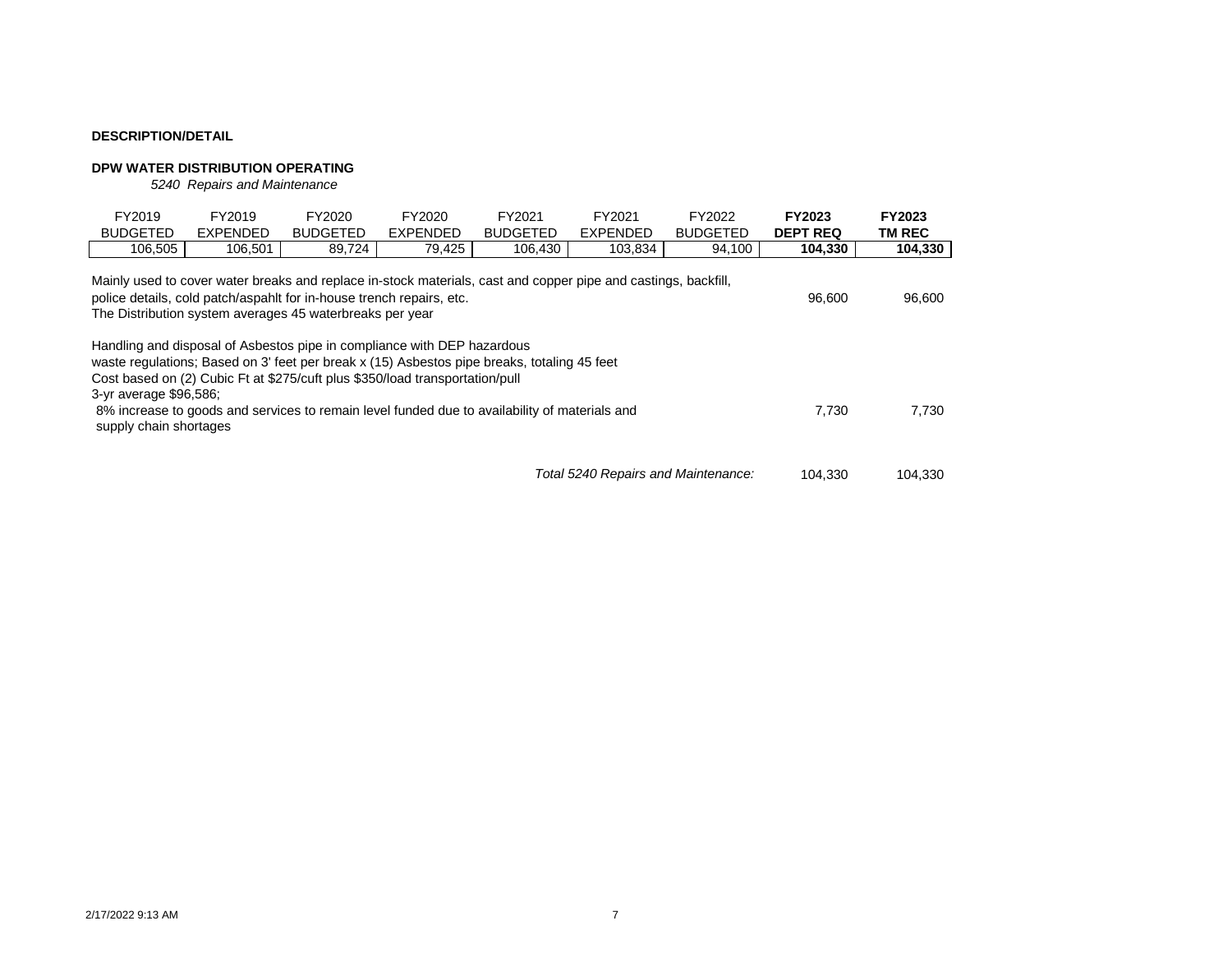**DESCRIPTION/DETAIL**

**DPW WATER DISTRIBUTION OPERATING**

*5240 Repairs and Maintenance*

| FY2019 BUDGETED | FY2019 EXPENDED | FY2020 BUDGETED | FY2020 EXPENDED | FY2021 BUDGETED | FY2021 EXPENDED | FY2022 BUDGETED | **FY2023 DEPT REQ** | **FY2023 TM REC** |
|---|---|---|---|---|---|---|---|---|
| 106,505 | 106,501 | 89,724 | 79,425 | 106,430 | 103,834 | 94,100 | **104,330** | **104,330** |

| Description | FY2023 DEPT REQ | FY2023 TM REC |
|---|---|---|
| Mainly used to cover water breaks and replace in-stock materials, cast and copper pipe and castings, backfill, police details, cold patch/aspahlt for in-house trench repairs, etc. The Distribution system averages 45 waterbreaks per year | 96,600 | 96,600 |
| Handling and disposal of Asbestos pipe in compliance with DEP hazardous waste regulations; Based on 3' feet per break x (15) Asbestos pipe breaks, totaling 45 feet Cost based on (2) Cubic Ft at $275/cuft plus $350/load transportation/pull 3-yr average $96,586; 8% increase to goods and services to remain level funded due to availability of materials and supply chain shortages | 7,730 | 7,730 |
| *Total 5240 Repairs and Maintenance:* | 104,330 | 104,330 |

2/17/2022 9:13 AM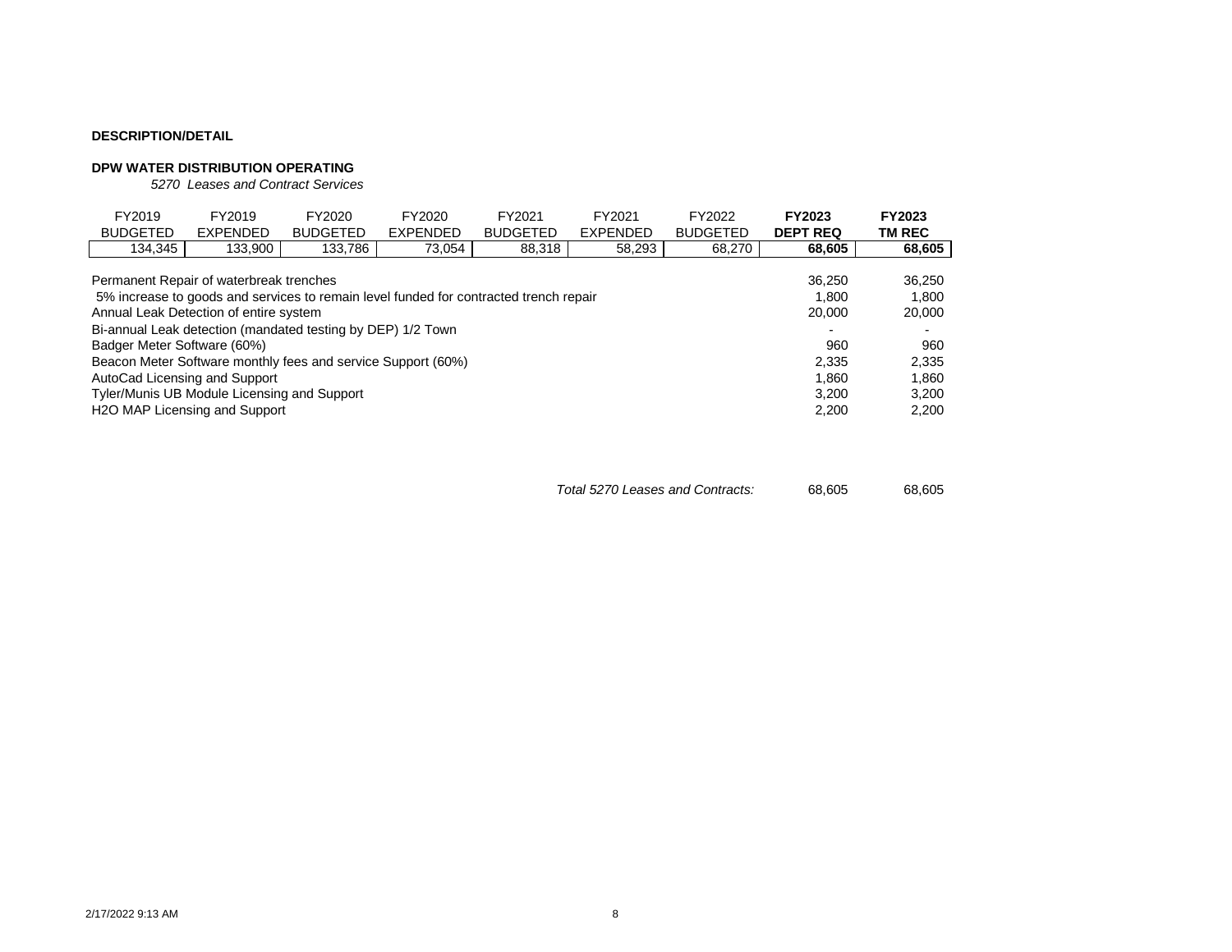**DESCRIPTION/DETAIL**

**DPW WATER DISTRIBUTION OPERATING**

*5270 Leases and Contract Services*

| FY2019 BUDGETED | FY2019 EXPENDED | FY2020 BUDGETED | FY2020 EXPENDED | FY2021 BUDGETED | FY2021 EXPENDED | FY2022 BUDGETED | **FY2023 DEPT REQ** | **FY2023 TM REC** |
|---|---|---|---|---|---|---|---|---|
| 134,345 | 133,900 | 133,786 | 73,054 | 88,318 | 58,293 | 68,270 | **68,605** | **68,605** |

| | FY2023 DEPT REQ | FY2023 TM REC |
|---|---|---|
| Permanent Repair of waterbreak trenches | 36,250 | 36,250 |
| 5% increase to goods and services to remain level funded for contracted trench repair | 1,800 | 1,800 |
| Annual Leak Detection of entire system | 20,000 | 20,000 |
| Bi-annual Leak detection (mandated testing by DEP) 1/2 Town | - | - |
| Badger Meter Software (60%) | 960 | 960 |
| Beacon Meter Software monthly fees and service Support (60%) | 2,335 | 2,335 |
| AutoCad Licensing and Support | 1,860 | 1,860 |
| Tyler/Munis UB Module Licensing and Support | 3,200 | 3,200 |
| H2O MAP Licensing and Support | 2,200 | 2,200 |
| *Total 5270 Leases and Contracts:* | 68,605 | 68,605 |

2/17/2022 9:13 AM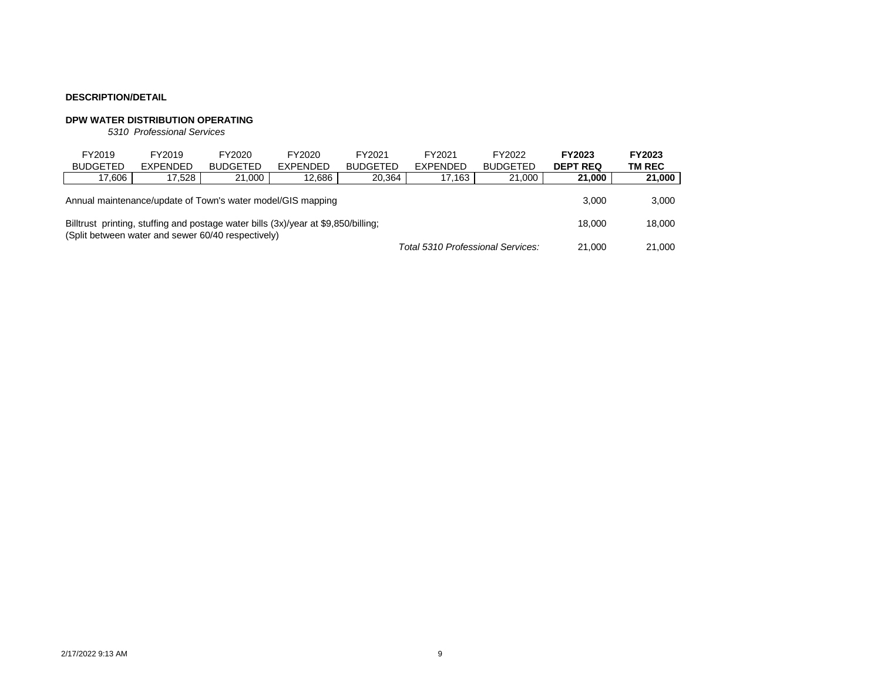**DESCRIPTION/DETAIL**

**DPW WATER DISTRIBUTION OPERATING**

*5310 Professional Services*

| FY2019 BUDGETED | FY2019 EXPENDED | FY2020 BUDGETED | FY2020 EXPENDED | FY2021 BUDGETED | FY2021 EXPENDED | FY2022 BUDGETED | **FY2023 DEPT REQ** | **FY2023 TM REC** |
|---|---|---|---|---|---|---|---|---|
| 17,606 | 17,528 | 21,000 | 12,686 | 20,364 | 17,163 | 21,000 | **21,000** | **21,000** |

| | | |
|---|---|---|
| Annual maintenance/update of Town's water model/GIS mapping | 3,000 | 3,000 |
| Billtrust printing, stuffing and postage water bills (3x)/year at $9,850/billing; (Split between water and sewer 60/40 respectively) | 18,000 | 18,000 |
| *Total 5310 Professional Services:* | 21,000 | 21,000 |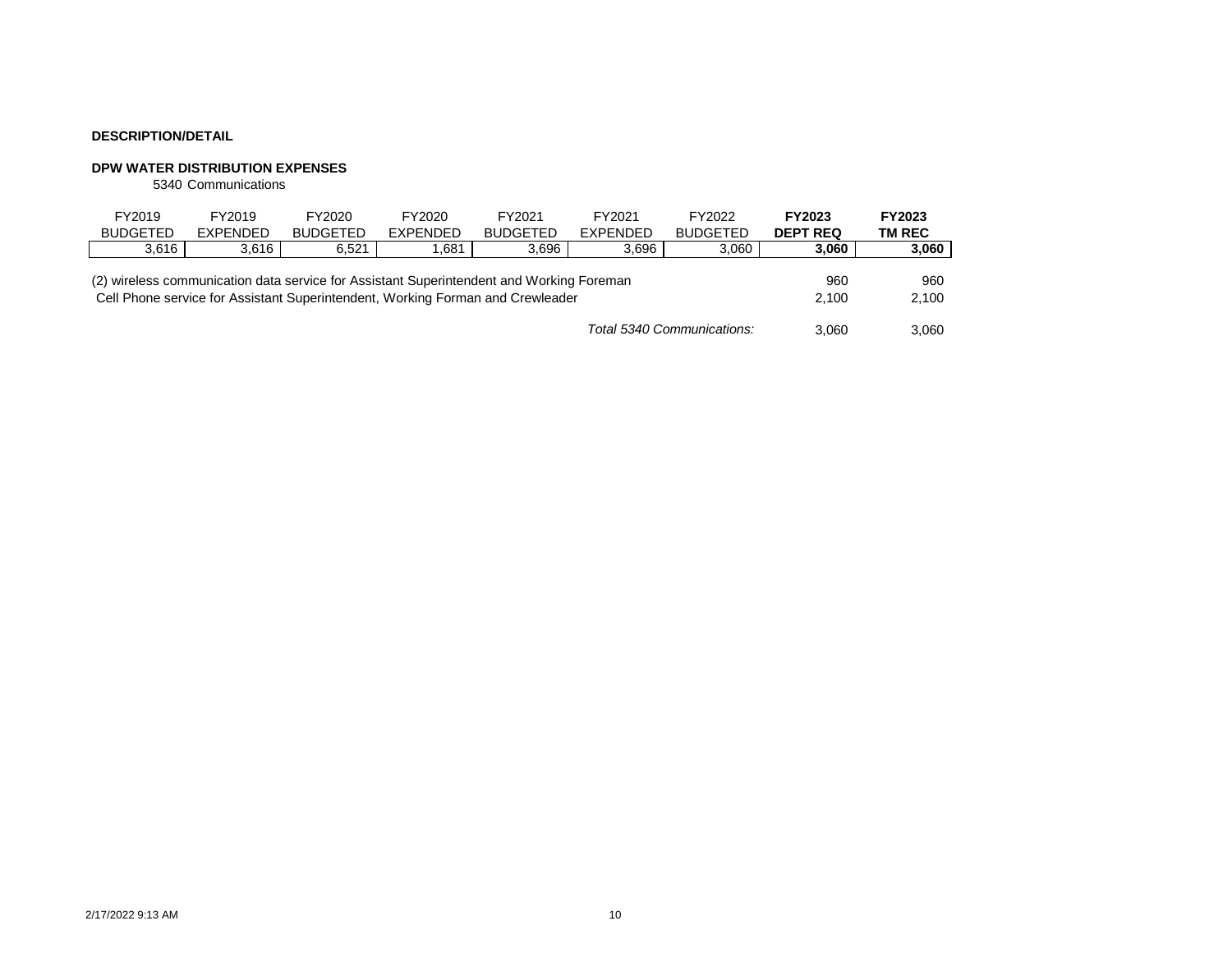**DESCRIPTION/DETAIL**

**DPW WATER DISTRIBUTION EXPENSES**

5340 Communications

| FY2019 BUDGETED | FY2019 EXPENDED | FY2020 BUDGETED | FY2020 EXPENDED | FY2021 BUDGETED | FY2021 EXPENDED | FY2022 BUDGETED | **FY2023 DEPT REQ** | **FY2023 TM REC** |
|---|---|---|---|---|---|---|---|---|
| 3,616 | 3,616 | 6,521 | 1,681 | 3,696 | 3,696 | 3,060 | **3,060** | **3,060** |

| | FY2023 DEPT REQ | FY2023 TM REC |
|---|---|---|
| (2) wireless communication data service for Assistant Superintendent and Working Foreman | 960 | 960 |
| Cell Phone service for Assistant Superintendent, Working Forman and Crewleader | 2,100 | 2,100 |
| *Total 5340 Communications:* | 3,060 | 3,060 |

2/17/2022 9:13 AM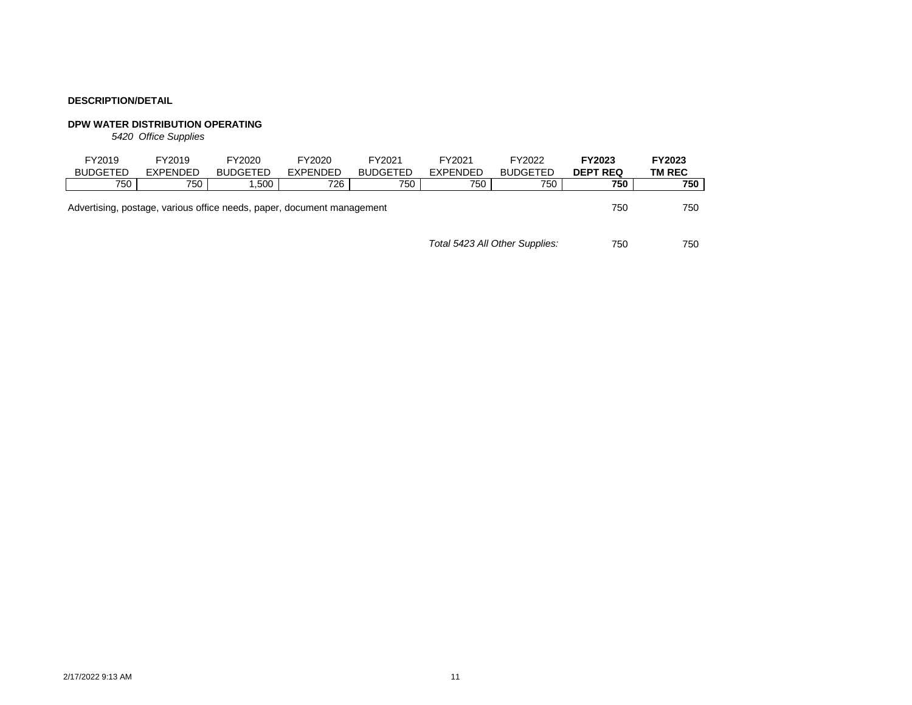**DESCRIPTION/DETAIL**

**DPW WATER DISTRIBUTION OPERATING**

*5420 Office Supplies*

| FY2019 BUDGETED | FY2019 EXPENDED | FY2020 BUDGETED | FY2020 EXPENDED | FY2021 BUDGETED | FY2021 EXPENDED | FY2022 BUDGETED | **FY2023 DEPT REQ** | **FY2023 TM REC** |
|---|---|---|---|---|---|---|---|---|
| 750 | 750 | 1,500 | 726 | 750 | 750 | 750 | **750** | **750** |

| | | |
|---|---|---|
| Advertising, postage, various office needs, paper, document management | 750 | 750 |
| *Total 5423 All Other Supplies:* | 750 | 750 |

2/17/2022 9:13 AM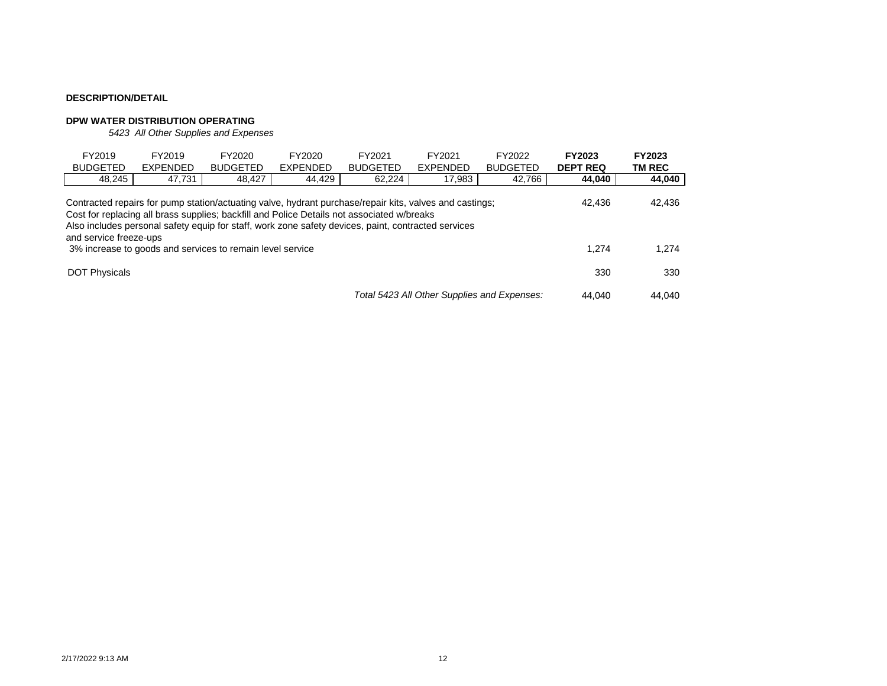**DESCRIPTION/DETAIL**

**DPW WATER DISTRIBUTION OPERATING**

*5423 All Other Supplies and Expenses*

| FY2019 BUDGETED | FY2019 EXPENDED | FY2020 BUDGETED | FY2020 EXPENDED | FY2021 BUDGETED | FY2021 EXPENDED | FY2022 BUDGETED | **FY2023 DEPT REQ** | **FY2023 TM REC** |
|---|---|---|---|---|---|---|---|---|
| 48,245 | 47,731 | 48,427 | 44,429 | 62,224 | 17,983 | 42,766 | **44,040** | **44,040** |

| | FY2023 DEPT REQ | FY2023 TM REC |
|---|---|---|
| Contracted repairs for pump station/actuating valve, hydrant purchase/repair kits, valves and castings; Cost for replacing all brass supplies; backfill and Police Details not associated w/breaks Also includes personal safety equip for staff, work zone safety devices, paint, contracted services and service freeze-ups | 42,436 | 42,436 |
| 3% increase to goods and services to remain level service | 1,274 | 1,274 |
| DOT Physicals | 330 | 330 |
| *Total 5423 All Other Supplies and Expenses:* | 44,040 | 44,040 |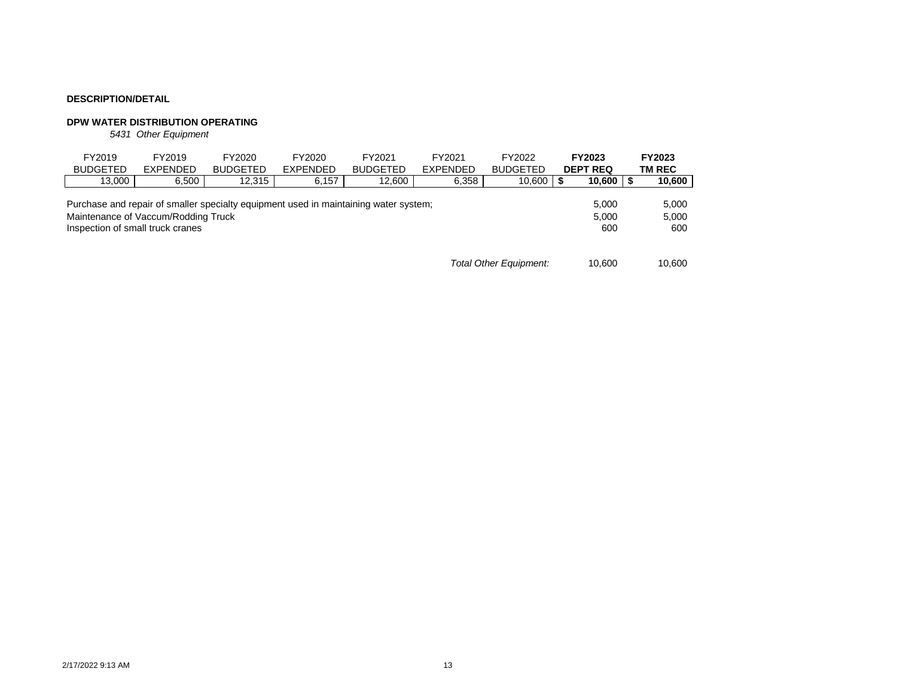**DESCRIPTION/DETAIL**

**DPW WATER DISTRIBUTION OPERATING**

*5431 Other Equipment*

| FY2019 BUDGETED | FY2019 EXPENDED | FY2020 BUDGETED | FY2020 EXPENDED | FY2021 BUDGETED | FY2021 EXPENDED | FY2022 BUDGETED | **FY2023 DEPT REQ** | **FY2023 TM REC** |
|---|---|---|---|---|---|---|---|---|
| 13,000 | 6,500 | 12,315 | 6,157 | 12,600 | 6,358 | 10,600 | **$ 10,600** | **$ 10,600** |

| | | |
|---|---|---|
| Purchase and repair of smaller specialty equipment used in maintaining water system; | 5,000 | 5,000 |
| Maintenance of Vaccum/Rodding Truck | 5,000 | 5,000 |
| Inspection of small truck cranes | 600 | 600 |
| *Total Other Equipment:* | 10,600 | 10,600 |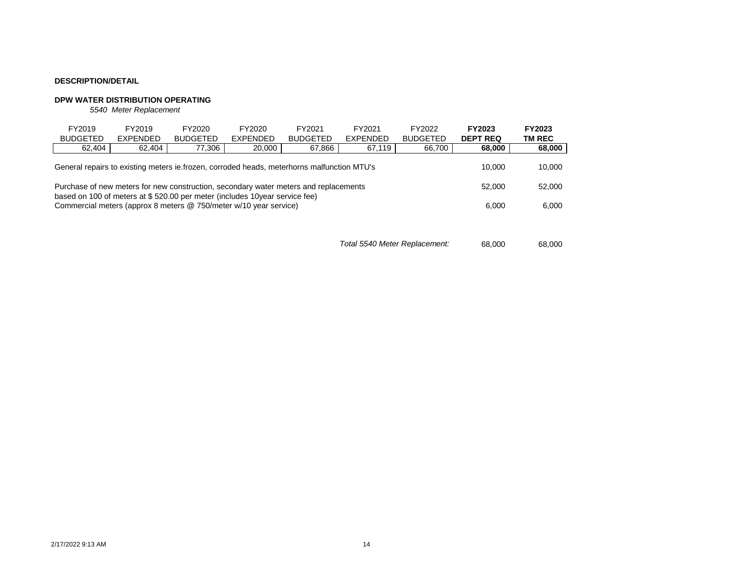**DESCRIPTION/DETAIL**

**DPW WATER DISTRIBUTION OPERATING**

*5540 Meter Replacement*

| FY2019 BUDGETED | FY2019 EXPENDED | FY2020 BUDGETED | FY2020 EXPENDED | FY2021 BUDGETED | FY2021 EXPENDED | FY2022 BUDGETED | **FY2023 DEPT REQ** | **FY2023 TM REC** |
|---|---|---|---|---|---|---|---|---|
| 62,404 | 62,404 | 77,306 | 20,000 | 67,866 | 67,119 | 66,700 | **68,000** | **68,000** |

| | | |
|---|---|---|
| General repairs to existing meters ie.frozen, corroded heads, meterhorns malfunction MTU's | 10,000 | 10,000 |
| Purchase of new meters for new construction, secondary water meters and replacements based on 100 of meters at $ 520.00 per meter (includes 10year service fee) | 52,000 | 52,000 |
| Commercial meters (approx 8 meters @ 750/meter w/10 year service) | 6,000 | 6,000 |
| *Total 5540 Meter Replacement:* | 68,000 | 68,000 |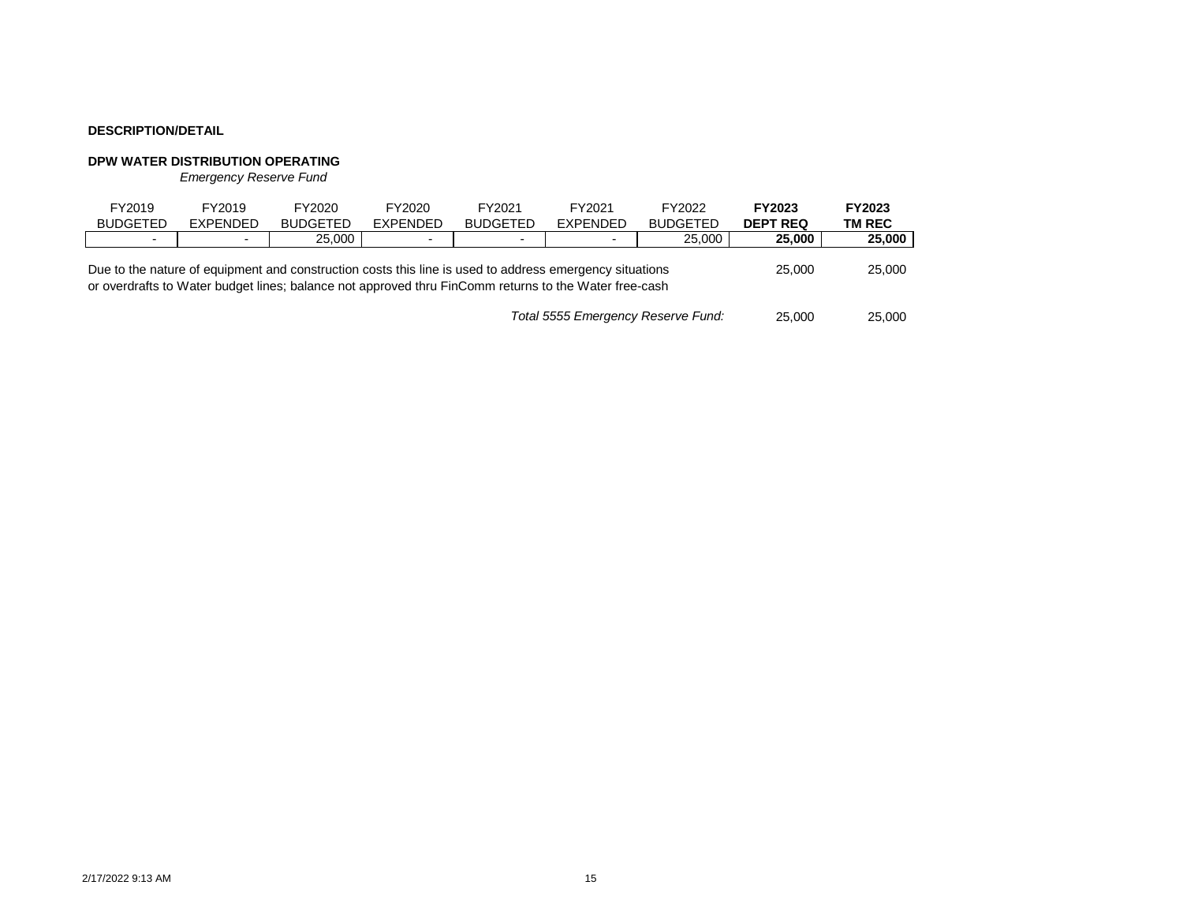**DESCRIPTION/DETAIL**

**DPW WATER DISTRIBUTION OPERATING**

*Emergency Reserve Fund*

| FY2019 BUDGETED | FY2019 EXPENDED | FY2020 BUDGETED | FY2020 EXPENDED | FY2021 BUDGETED | FY2021 EXPENDED | FY2022 BUDGETED | **FY2023 DEPT REQ** | **FY2023 TM REC** |
|---|---|---|---|---|---|---|---|---|
| - | - | 25,000 | - | - | - | 25,000 | **25,000** | **25,000** |

| | | |
|---|---|---|
| Due to the nature of equipment and construction costs this line is used to address emergency situations or overdrafts to Water budget lines; balance not approved thru FinComm returns to the Water free-cash | 25,000 | 25,000 |
| *Total 5555 Emergency Reserve Fund:* | 25,000 | 25,000 |

2/17/2022 9:13 AM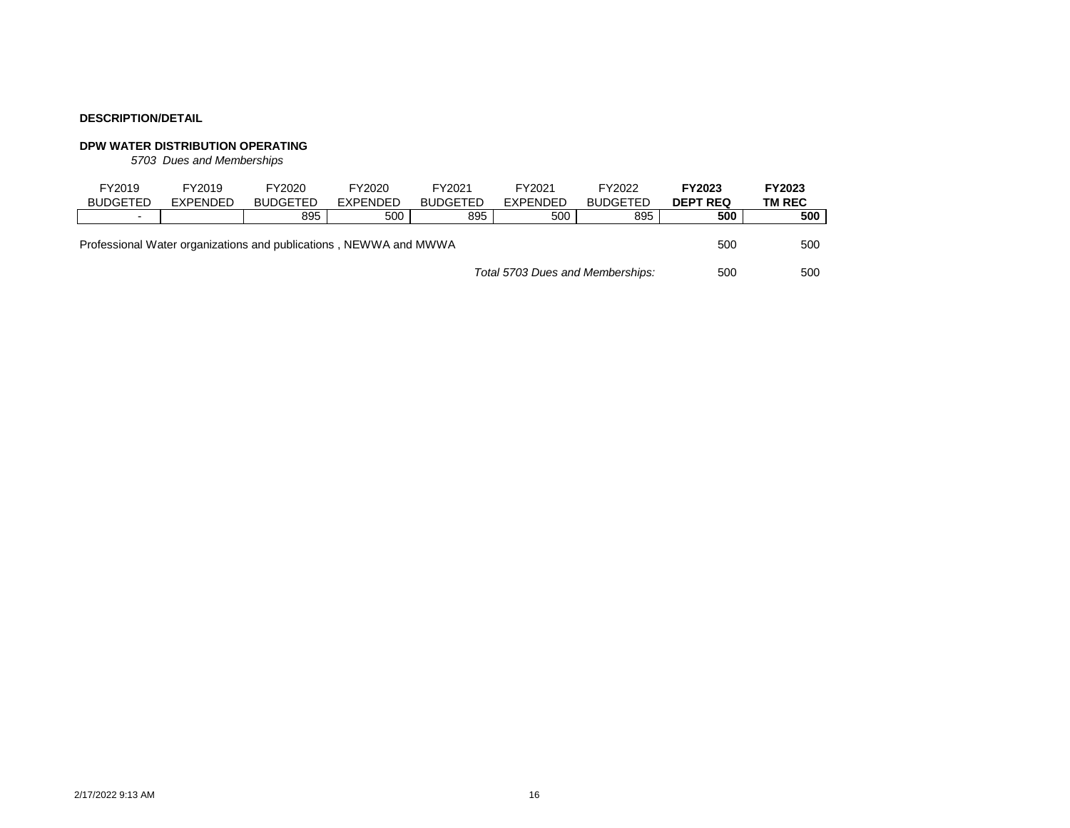**DESCRIPTION/DETAIL**

**DPW WATER DISTRIBUTION OPERATING**

*5703 Dues and Memberships*

| FY2019 BUDGETED | FY2019 EXPENDED | FY2020 BUDGETED | FY2020 EXPENDED | FY2021 BUDGETED | FY2021 EXPENDED | FY2022 BUDGETED | **FY2023 DEPT REQ** | **FY2023 TM REC** |
|---|---|---|---|---|---|---|---|---|
| - | | 895 | 500 | 895 | 500 | 895 | **500** | **500** |

| | | |
|---|---|---|
| Professional Water organizations and publications , NEWWA and MWWA | 500 | 500 |
| *Total 5703 Dues and Memberships:* | 500 | 500 |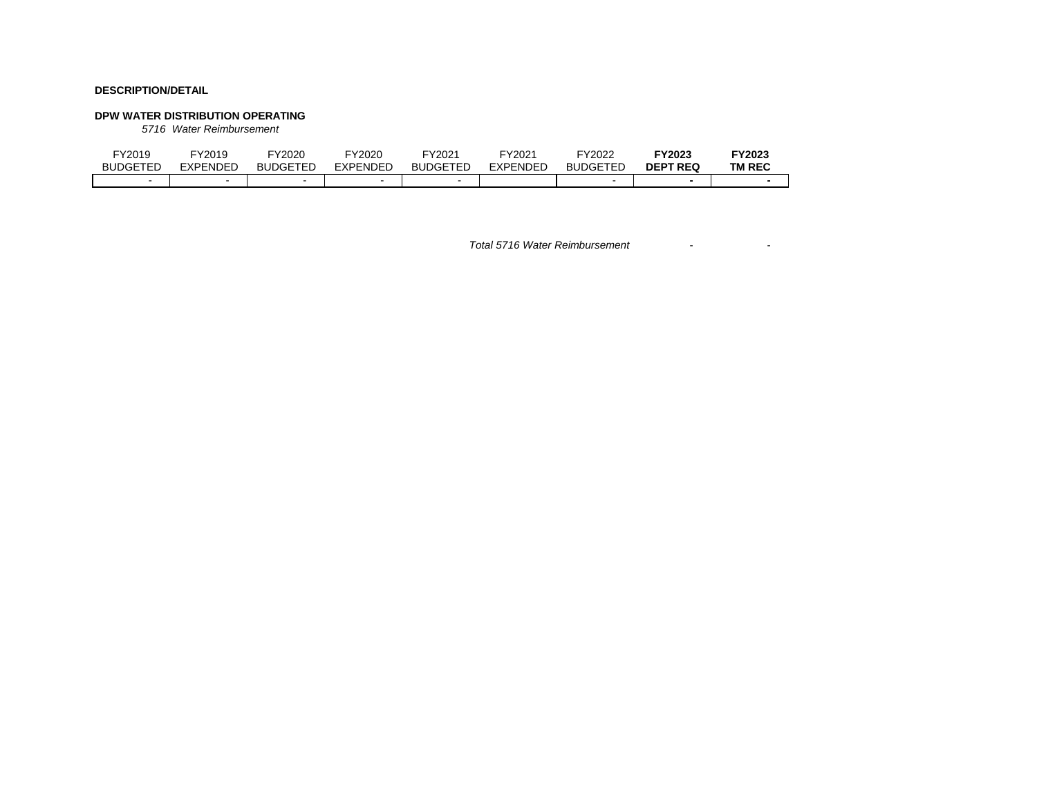**DESCRIPTION/DETAIL**

**DPW WATER DISTRIBUTION OPERATING**

*5716 Water Reimbursement*

| FY2019 BUDGETED | FY2019 EXPENDED | FY2020 BUDGETED | FY2020 EXPENDED | FY2021 BUDGETED | FY2021 EXPENDED | FY2022 BUDGETED | **FY2023 DEPT REQ** | **FY2023 TM REC** |
|---|---|---|---|---|---|---|---|---|
| - | - | - | - | - | | - | **-** | **-** |

*Total 5716 Water Reimbursement* - -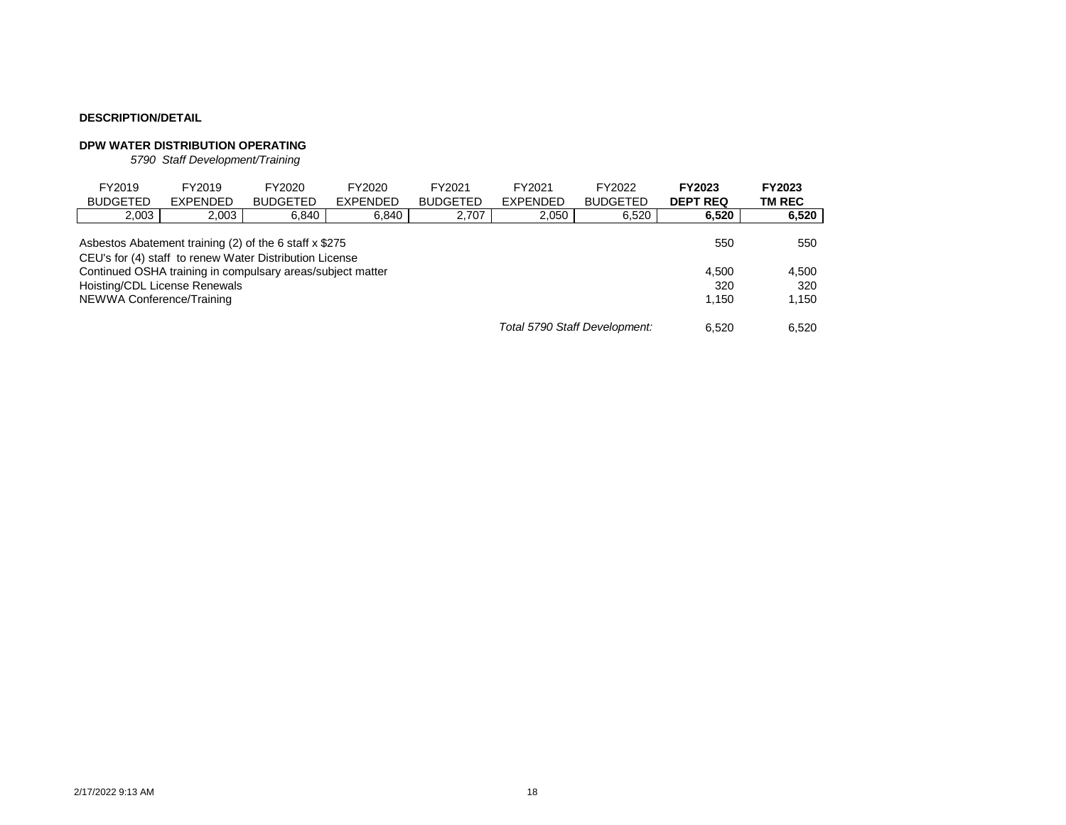**DESCRIPTION/DETAIL**

**DPW WATER DISTRIBUTION OPERATING**

*5790 Staff Development/Training*

| FY2019 BUDGETED | FY2019 EXPENDED | FY2020 BUDGETED | FY2020 EXPENDED | FY2021 BUDGETED | FY2021 EXPENDED | FY2022 BUDGETED | **FY2023 DEPT REQ** | **FY2023 TM REC** |
|---|---|---|---|---|---|---|---|---|
| 2,003 | 2,003 | 6,840 | 6,840 | 2,707 | 2,050 | 6,520 | **6,520** | **6,520** |

| | | |
|---|---|---|
| Asbestos Abatement training (2) of the 6 staff x $275 | 550 | 550 |
| CEU's for (4) staff to renew Water Distribution License | | |
| Continued OSHA training in compulsary areas/subject matter | 4,500 | 4,500 |
| Hoisting/CDL License Renewals | 320 | 320 |
| NEWWA Conference/Training | 1,150 | 1,150 |
| *Total 5790 Staff Development:* | 6,520 | 6,520 |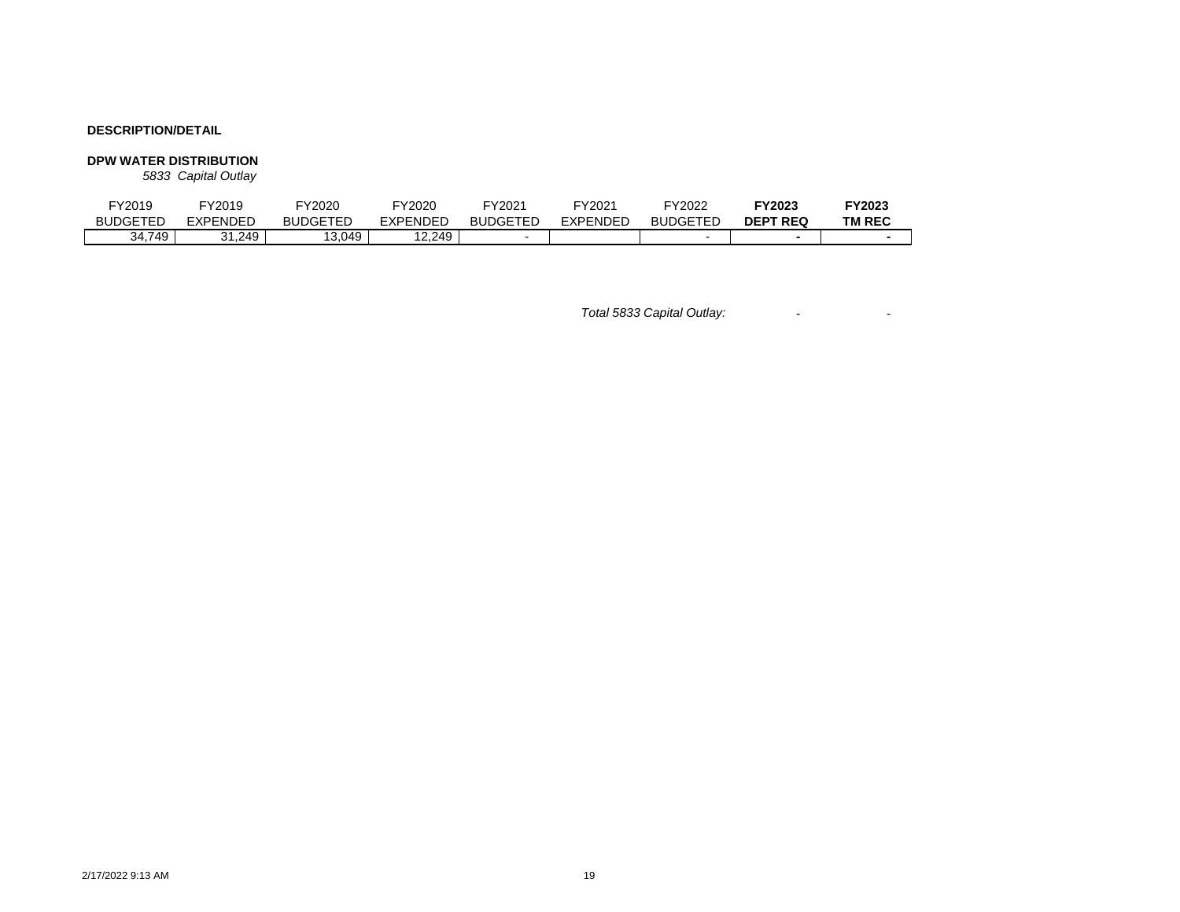**DESCRIPTION/DETAIL**

**DPW WATER DISTRIBUTION**

*5833 Capital Outlay*

| FY2019 BUDGETED | FY2019 EXPENDED | FY2020 BUDGETED | FY2020 EXPENDED | FY2021 BUDGETED | FY2021 EXPENDED | FY2022 BUDGETED | **FY2023 DEPT REQ** | **FY2023 TM REC** |
|---|---|---|---|---|---|---|---|---|
| 34,749 | 31,249 | 13,049 | 12,249 | - | | - | **-** | **-** |

*Total 5833 Capital Outlay:* - -

2/17/2022 9:13 AM